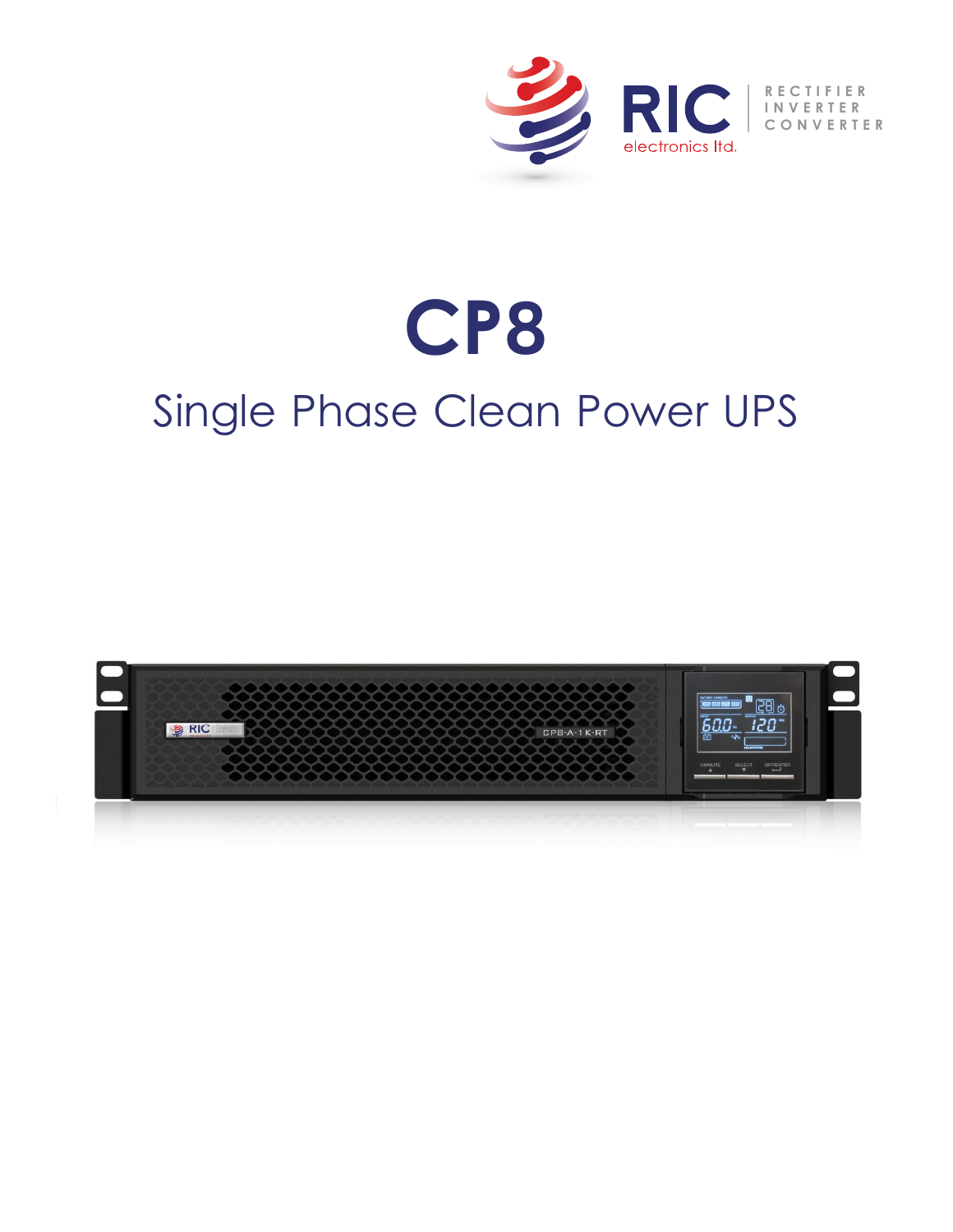RIC electronics ltd.

RECTIFIER
INVERTER
CONVERTER

# CP8

## Single Phase Clean Power UPS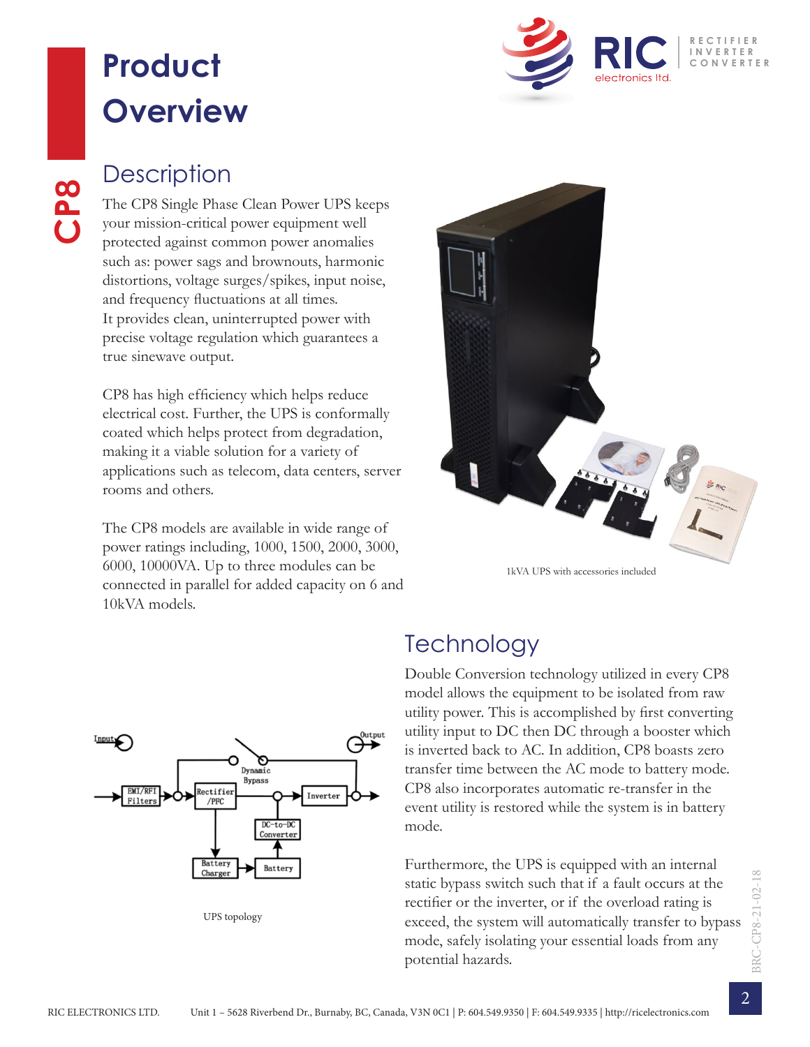# Product Overview

## CP8

## Description

The CP8 Single Phase Clean Power UPS keeps your mission-critical power equipment well protected against common power anomalies such as: power sags and brownouts, harmonic distortions, voltage surges/spikes, input noise, and frequency fluctuations at all times.
It provides clean, uninterrupted power with precise voltage regulation which guarantees a true sinewave output.

CP8 has high efficiency which helps reduce electrical cost. Further, the UPS is conformally coated which helps protect from degradation, making it a viable solution for a variety of applications such as telecom, data centers, server rooms and others.

The CP8 models are available in wide range of power ratings including, 1000, 1500, 2000, 3000, 6000, 10000VA. Up to three modules can be connected in parallel for added capacity on 6 and 10kVA models.

1kVA UPS with accessories included

UPS topology

## Technology

Double Conversion technology utilized in every CP8 model allows the equipment to be isolated from raw utility power. This is accomplished by first converting utility input to DC then DC through a booster which is inverted back to AC. In addition, CP8 boasts zero transfer time between the AC mode to battery mode. CP8 also incorporates automatic re-transfer in the event utility is restored while the system is in battery mode.

Furthermore, the UPS is equipped with an internal static bypass switch such that if a fault occurs at the rectifier or the inverter, or if the overload rating is exceed, the system will automatically transfer to bypass mode, safely isolating your essential loads from any potential hazards.

BRC-CP8-21-02-18

RIC ELECTRONICS LTD. Unit 1 – 5628 Riverbend Dr., Burnaby, BC, Canada, V3N 0C1 | P: 604.549.9350 | F: 604.549.9335 | http://ricelectronics.com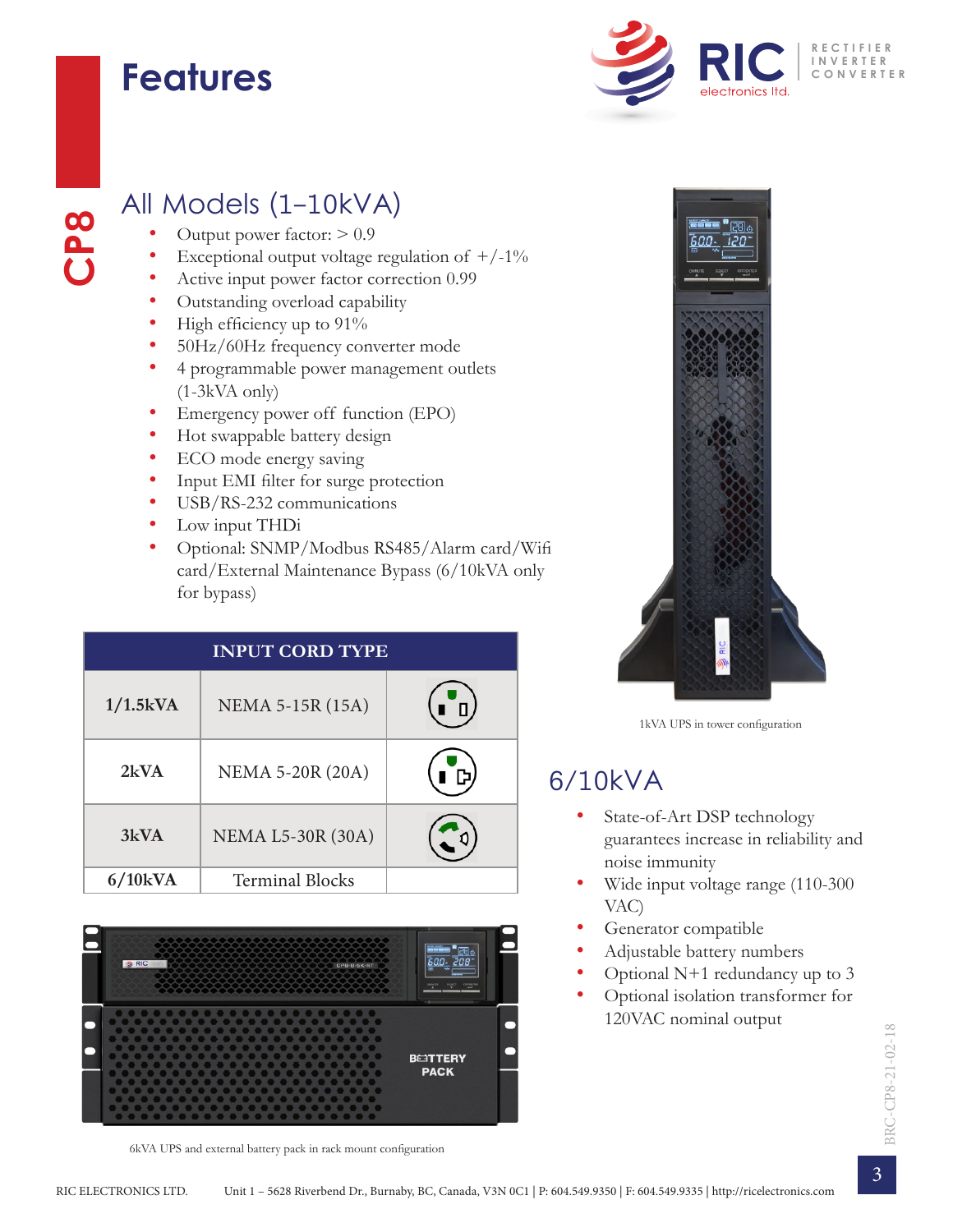# Features

CP8

## All Models (1–10kVA)

- Output power factor: > 0.9
- Exceptional output voltage regulation of +/-1%
- Active input power factor correction 0.99
- Outstanding overload capability
- High efficiency up to 91%
- 50Hz/60Hz frequency converter mode
- 4 programmable power management outlets (1-3kVA only)
- Emergency power off function (EPO)
- Hot swappable battery design
- ECO mode energy saving
- Input EMI filter for surge protection
- USB/RS-232 communications
- Low input THDi
- Optional: SNMP/Modbus RS485/Alarm card/Wifi card/External Maintenance Bypass (6/10kVA only for bypass)

| INPUT CORD TYPE | | |
|---|---|---|
| **1/1.5kVA** | NEMA 5-15R (15A) | |
| **2kVA** | NEMA 5-20R (20A) | |
| **3kVA** | NEMA L5-30R (30A) | |
| **6/10kVA** | Terminal Blocks | |

6kVA UPS and external battery pack in rack mount configuration

1kVA UPS in tower configuration

## 6/10kVA

- State-of-Art DSP technology guarantees increase in reliability and noise immunity
- Wide input voltage range (110-300 VAC)
- Generator compatible
- Adjustable battery numbers
- Optional N+1 redundancy up to 3
- Optional isolation transformer for 120VAC nominal output

BRC-CP8-21-02-18

RIC ELECTRONICS LTD. Unit 1 – 5628 Riverbend Dr., Burnaby, BC, Canada, V3N 0C1 | P: 604.549.9350 | F: 604.549.9335 | http://ricelectronics.com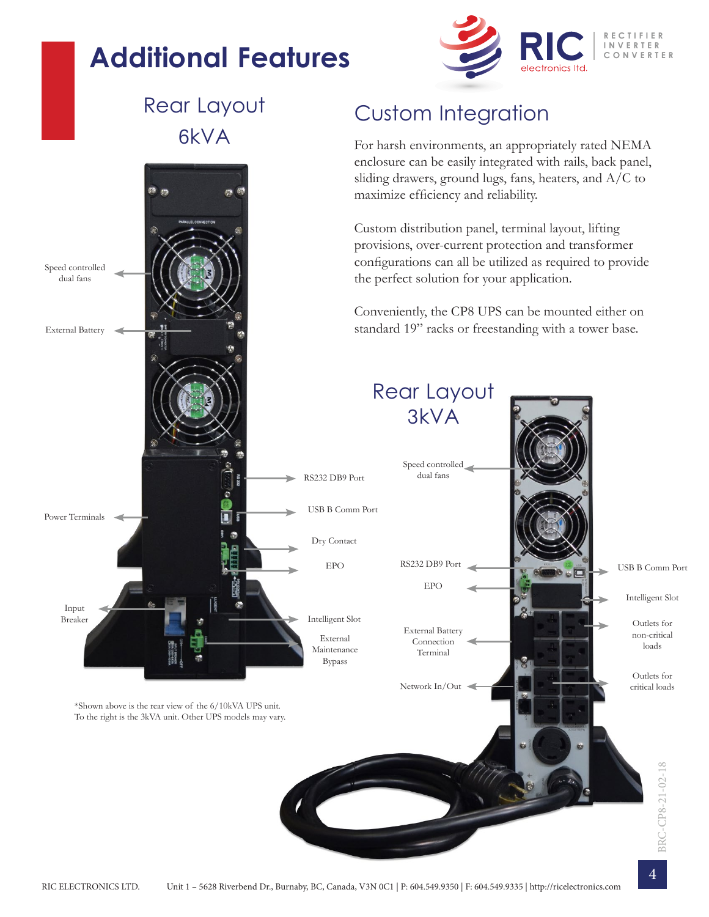# Additional Features

## Rear Layout 6kVA

Speed controlled dual fans

External Battery

Power Terminals

Input Breaker

RS232 DB9 Port

USB B Comm Port

Dry Contact

EPO

Intelligent Slot

External Maintenance Bypass

*Shown above is the rear view of the 6/10kVA UPS unit. To the right is the 3kVA unit. Other UPS models may vary.

## Custom Integration

For harsh environments, an appropriately rated NEMA enclosure can be easily integrated with rails, back panel, sliding drawers, ground lugs, fans, heaters, and A/C to maximize efficiency and reliability.

Custom distribution panel, terminal layout, lifting provisions, over-current protection and transformer configurations can all be utilized as required to provide the perfect solution for your application.

Conveniently, the CP8 UPS can be mounted either on standard 19" racks or freestanding with a tower base.

## Rear Layout 3kVA

Speed controlled dual fans

RS232 DB9 Port

EPO

External Battery Connection Terminal

Network In/Out

USB B Comm Port

Intelligent Slot

Outlets for non-critical loads

Outlets for critical loads

BRC-CP8-21-02-18

RIC ELECTRONICS LTD. Unit 1 – 5628 Riverbend Dr., Burnaby, BC, Canada, V3N 0C1 | P: 604.549.9350 | F: 604.549.9335 | http://ricelectronics.com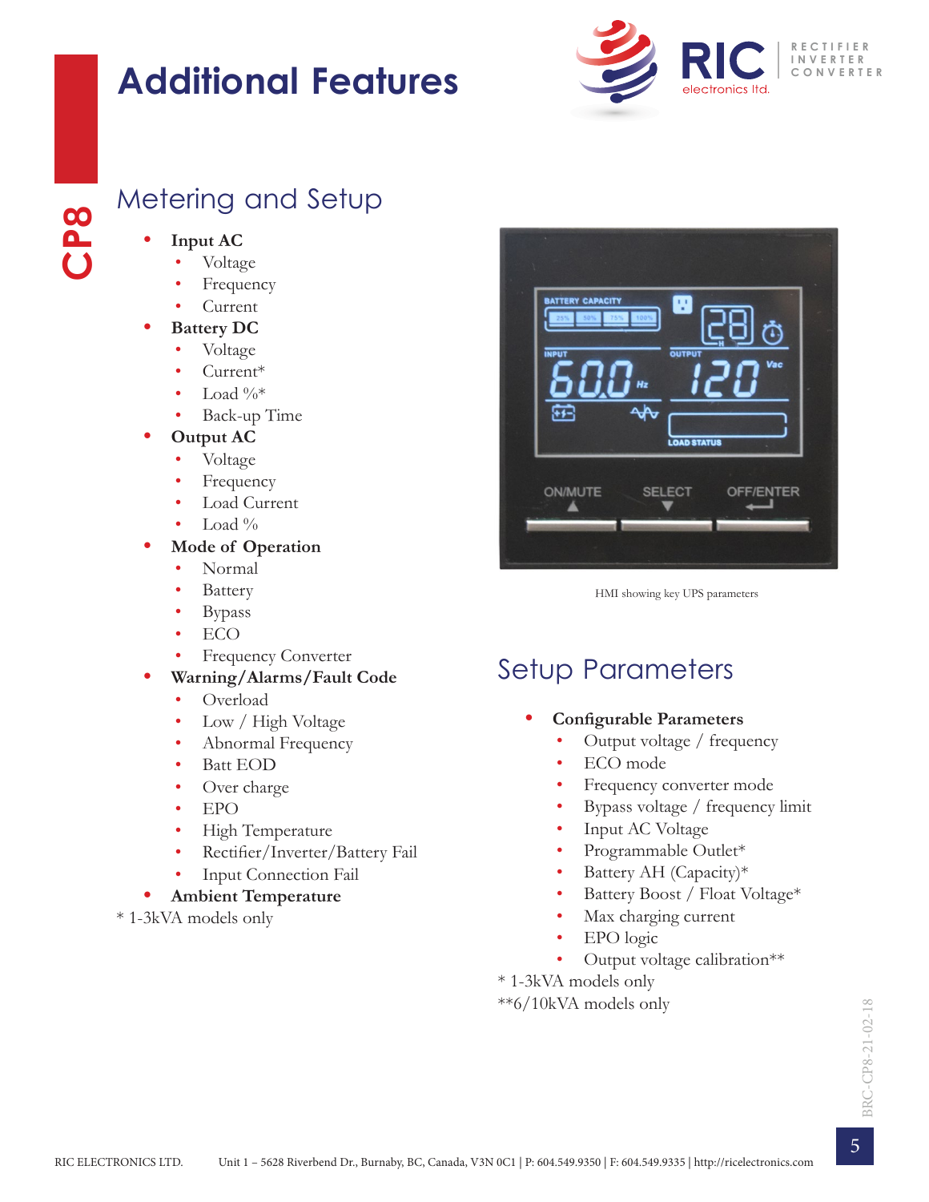# Additional Features

CP8

## Metering and Setup

- **Input AC**
  - Voltage
  - Frequency
  - Current
- **Battery DC**
  - Voltage
  - Current*
  - Load %*
  - Back-up Time
- **Output AC**
  - Voltage
  - Frequency
  - Load Current
  - Load %
- **Mode of Operation**
  - Normal
  - Battery
  - Bypass
  - ECO
  - Frequency Converter
- **Warning/Alarms/Fault Code**
  - Overload
  - Low / High Voltage
  - Abnormal Frequency
  - Batt EOD
  - Over charge
  - EPO
  - High Temperature
  - Rectifier/Inverter/Battery Fail
  - Input Connection Fail
- **Ambient Temperature**

* 1-3kVA models only

HMI showing key UPS parameters

## Setup Parameters

- **Configurable Parameters**
  - Output voltage / frequency
  - ECO mode
  - Frequency converter mode
  - Bypass voltage / frequency limit
  - Input AC Voltage
  - Programmable Outlet*
  - Battery AH (Capacity)*
  - Battery Boost / Float Voltage*
  - Max charging current
  - EPO logic
  - Output voltage calibration**

* 1-3kVA models only

**6/10kVA models only

BRC-CP8-21-02-18

RIC ELECTRONICS LTD. Unit 1 – 5628 Riverbend Dr., Burnaby, BC, Canada, V3N 0C1 | P: 604.549.9350 | F: 604.549.9335 | http://ricelectronics.com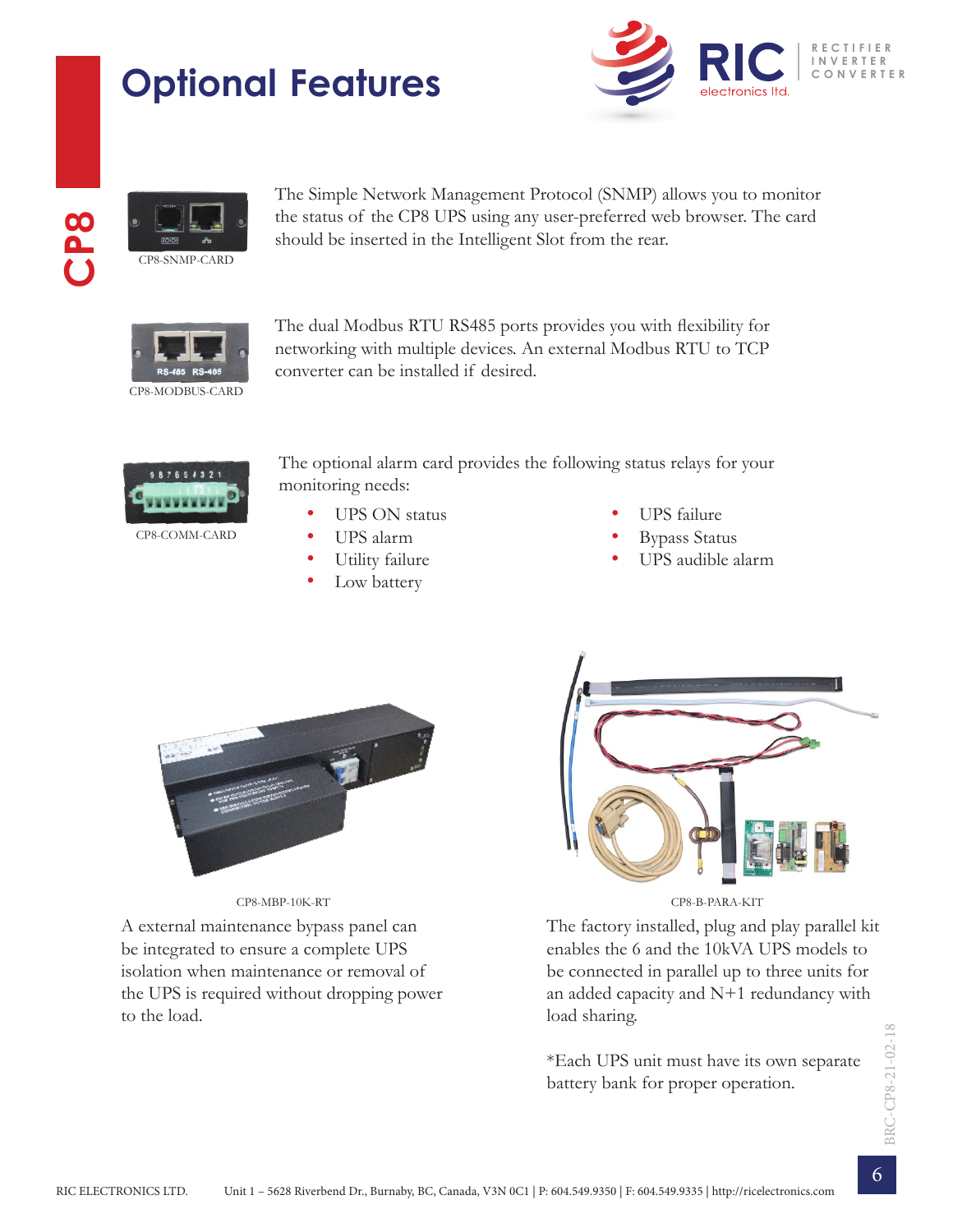# Optional Features

CP8-SNMP-CARD

The Simple Network Management Protocol (SNMP) allows you to monitor the status of the CP8 UPS using any user-preferred web browser. The card should be inserted in the Intelligent Slot from the rear.

CP8-MODBUS-CARD

The dual Modbus RTU RS485 ports provides you with flexibility for networking with multiple devices. An external Modbus RTU to TCP converter can be installed if desired.

CP8-COMM-CARD

The optional alarm card provides the following status relays for your monitoring needs:

- UPS ON status
- UPS alarm
- Utility failure
- Low battery
- UPS failure
- Bypass Status
- UPS audible alarm

CP8-MBP-10K-RT

A external maintenance bypass panel can be integrated to ensure a complete UPS isolation when maintenance or removal of the UPS is required without dropping power to the load.

CP8-B-PARA-KIT

The factory installed, plug and play parallel kit enables the 6 and the 10kVA UPS models to be connected in parallel up to three units for an added capacity and N+1 redundancy with load sharing.

*Each UPS unit must have its own separate battery bank for proper operation.

BRC-CP8-21-02-18

RIC ELECTRONICS LTD. Unit 1 – 5628 Riverbend Dr., Burnaby, BC, Canada, V3N 0C1 | P: 604.549.9350 | F: 604.549.9335 | http://ricelectronics.com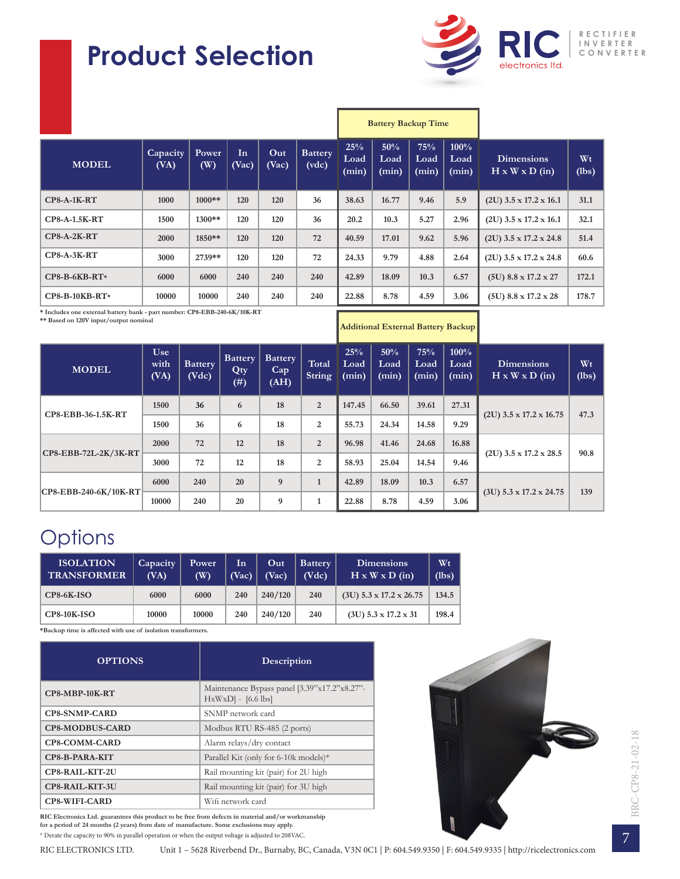# Product Selection

| MODEL | Capacity (VA) | Power (W) | In (Vac) | Out (Vac) | Battery (vdc) | Battery Backup Time 25% Load (min) | 50% Load (min) | 75% Load (min) | 100% Load (min) | Dimensions H x W x D (in) | Wt (lbs) |
|---|---|---|---|---|---|---|---|---|---|---|---|
| CP8-A-1K-RT | 1000 | 1000** | 120 | 120 | 36 | 38.63 | 16.77 | 9.46 | 5.9 | (2U) 3.5 x 17.2 x 16.1 | 31.1 |
| CP8-A-1.5K-RT | 1500 | 1300** | 120 | 120 | 36 | 20.2 | 10.3 | 5.27 | 2.96 | (2U) 3.5 x 17.2 x 16.1 | 32.1 |
| CP8-A-2K-RT | 2000 | 1850** | 120 | 120 | 72 | 40.59 | 17.01 | 9.62 | 5.96 | (2U) 3.5 x 17.2 x 24.8 | 51.4 |
| CP8-A-3K-RT | 3000 | 2739** | 120 | 120 | 72 | 24.33 | 9.79 | 4.88 | 2.64 | (2U) 3.5 x 17.2 x 24.8 | 60.6 |
| CP8-B-6KB-RT* | 6000 | 6000 | 240 | 240 | 240 | 42.89 | 18.09 | 10.3 | 6.57 | (5U) 8.8 x 17.2 x 27 | 172.1 |
| CP8-B-10KB-RT* | 10000 | 10000 | 240 | 240 | 240 | 22.88 | 8.78 | 4.59 | 3.06 | (5U) 8.8 x 17.2 x 28 | 178.7 |

\* Includes one external battery bank - part number: CP8-EBB-240-6K/10K-RT
** Based on 120V input/output nominal

| MODEL | Use with (VA) | Battery (Vdc) | Battery Qty (#) | Battery Cap (AH) | Total String | Additional External Battery Backup 25% Load (min) | 50% Load (min) | 75% Load (min) | 100% Load (min) | Dimensions H x W x D (in) | Wt (lbs) |
|---|---|---|---|---|---|---|---|---|---|---|---|
| CP8-EBB-36-1.5K-RT | 1500 | 36 | 6 | 18 | 2 | 147.45 | 66.50 | 39.61 | 27.31 | (2U) 3.5 x 17.2 x 16.75 | 47.3 |
| | 1500 | 36 | 6 | 18 | 2 | 55.73 | 24.34 | 14.58 | 9.29 | | |
| CP8-EBB-72L-2K/3K-RT | 2000 | 72 | 12 | 18 | 2 | 96.98 | 41.46 | 24.68 | 16.88 | (2U) 3.5 x 17.2 x 28.5 | 90.8 |
| | 3000 | 72 | 12 | 18 | 2 | 58.93 | 25.04 | 14.54 | 9.46 | | |
| CP8-EBB-240-6K/10K-RT | 6000 | 240 | 20 | 9 | 1 | 42.89 | 18.09 | 10.3 | 6.57 | (3U) 5.3 x 17.2 x 24.75 | 139 |
| | 10000 | 240 | 20 | 9 | 1 | 22.88 | 8.78 | 4.59 | 3.06 | | |

# Options

| ISOLATION TRANSFORMER | Capacity (VA) | Power (W) | In (Vac) | Out (Vac) | Battery (Vdc) | Dimensions H x W x D (in) | Wt (lbs) |
|---|---|---|---|---|---|---|---|
| CP8-6K-ISO | 6000 | 6000 | 240 | 240/120 | 240 | (3U) 5.3 x 17.2 x 26.75 | 134.5 |
| CP8-10K-ISO | 10000 | 10000 | 240 | 240/120 | 240 | (3U) 5.3 x 17.2 x 31 | 198.4 |

*Backup time is affected with use of isolation transformers.

| OPTIONS | Description |
|---|---|
| CP8-MBP-10K-RT | Maintenance Bypass panel [3.39"x17.2"x8.27"-HxWxD] - [6.6 lbs] |
| CP8-SNMP-CARD | SNMP network card |
| CP8-MODBUS-CARD | Modbus RTU RS-485 (2 ports) |
| CP8-COMM-CARD | Alarm relays/dry contact |
| CP8-B-PARA-KIT | Parallel Kit (only for 6-10k models)* |
| CP8-RAIL-KIT-2U | Rail mounting kit (pair) for 2U high |
| CP8-RAIL-KIT-3U | Rail mounting kit (pair) for 3U high |
| CP8-WIFI-CARD | Wifi network card |

RIC Electronics Ltd. guarantees this product to be free from defects in material and/or workmanship for a period of 24 months (2 years) from date of manufacture. Some exclusions may apply.

\* Derate the capacity to 90% in parallel operation or when the output voltage is adjusted to 208VAC.

RIC ELECTRONICS LTD. Unit 1 – 5628 Riverbend Dr., Burnaby, BC, Canada, V3N 0C1 | P: 604.549.9350 | F: 604.549.9335 | http://ricelectronics.com

BRC-CP8-21-02-18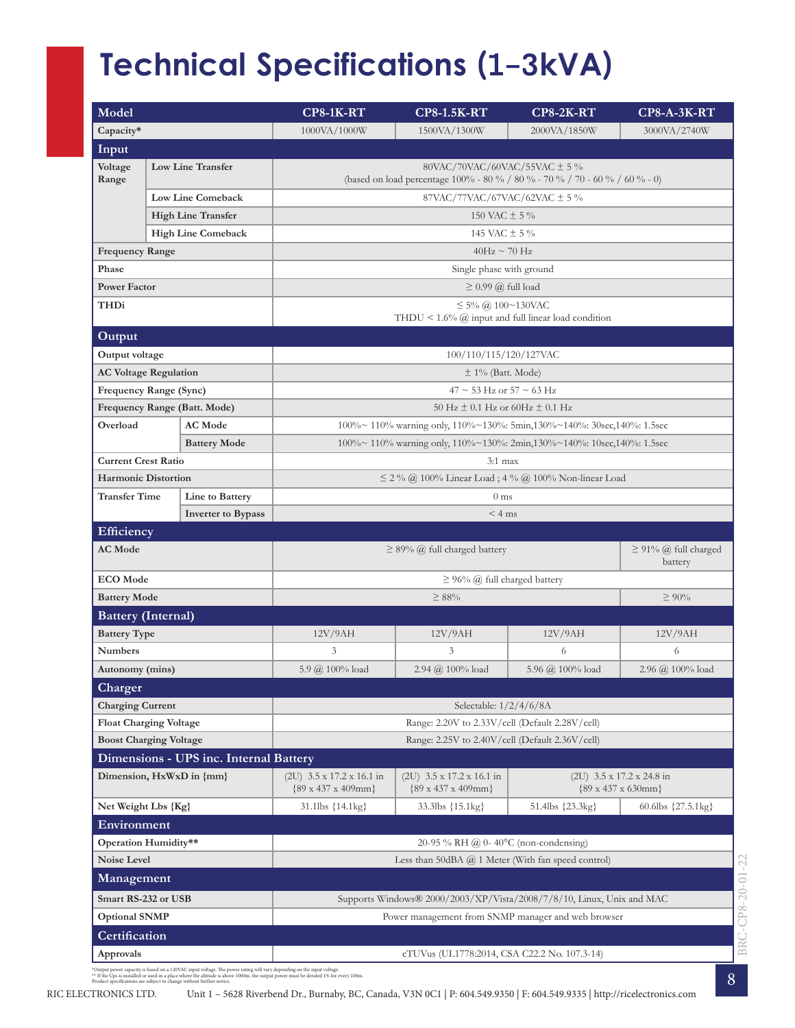# Technical Specifications (1–3kVA)

| Model | | CP8-1K-RT | CP8-1.5K-RT | CP8-2K-RT | CP8-A-3K-RT |
|---|---|---|---|---|---|
| Capacity* | | 1000VA/1000W | 1500VA/1300W | 2000VA/1850W | 3000VA/2740W |
| **Input** | | | | | |
| Voltage Range | Low Line Transfer | 80VAC/70VAC/60VAC/55VAC ± 5 % (based on load percentage 100% - 80 % / 80 % - 70 % / 70 - 60 % / 60 % - 0) | | | |
| | Low Line Comeback | 87VAC/77VAC/67VAC/62VAC ± 5 % | | | |
| | High Line Transfer | 150 VAC ± 5 % | | | |
| | High Line Comeback | 145 VAC ± 5 % | | | |
| Frequency Range | | 40Hz ~ 70 Hz | | | |
| Phase | | Single phase with ground | | | |
| Power Factor | | ≥ 0.99 @ full load | | | |
| THDi | | ≤ 5% @ 100~130VAC THDU < 1.6% @ input and full linear load condition | | | |
| **Output** | | | | | |
| Output voltage | | 100/110/115/120/127VAC | | | |
| AC Voltage Regulation | | ± 1% (Batt. Mode) | | | |
| Frequency Range (Sync) | | 47 ~ 53 Hz or 57 ~ 63 Hz | | | |
| Frequency Range (Batt. Mode) | | 50 Hz ± 0.1 Hz or 60Hz ± 0.1 Hz | | | |
| Overload | AC Mode | 100%~ 110% warning only, 110%~130%: 5min,130%~140%: 30sec,140%: 1.5sec | | | |
| | Battery Mode | 100%~ 110% warning only, 110%~130%: 2min,130%~140%: 10sec,140%: 1.5sec | | | |
| Current Crest Ratio | | 3:1 max | | | |
| Harmonic Distortion | | ≤ 2 % @ 100% Linear Load ; 4 % @ 100% Non-linear Load | | | |
| Transfer Time | Line to Battery | 0 ms | | | |
| | Inverter to Bypass | < 4 ms | | | |
| **Efficiency** | | | | | |
| AC Mode | | ≥ 89% @ full charged battery | | | ≥ 91% @ full charged battery |
| ECO Mode | | ≥ 96% @ full charged battery | | | |
| Battery Mode | | ≥ 88% | | | ≥ 90% |
| **Battery (Internal)** | | | | | |
| Battery Type | | 12V/9AH | 12V/9AH | 12V/9AH | 12V/9AH |
| Numbers | | 3 | 3 | 6 | 6 |
| Autonomy (mins) | | 5.9 @ 100% load | 2.94 @ 100% load | 5.96 @ 100% load | 2.96 @ 100% load |
| **Charger** | | | | | |
| Charging Current | | Selectable: 1/2/4/6/8A | | | |
| Float Charging Voltage | | Range: 2.20V to 2.33V/cell (Default 2.28V/cell) | | | |
| Boost Charging Voltage | | Range: 2.25V to 2.40V/cell (Default 2.36V/cell) | | | |
| **Dimensions - UPS inc. Internal Battery** | | | | | |
| Dimension, HxWxD in {mm} | | (2U) 3.5 x 17.2 x 16.1 in {89 x 437 x 409mm} | (2U) 3.5 x 17.2 x 16.1 in {89 x 437 x 409mm} | (2U) 3.5 x 17.2 x 24.8 in {89 x 437 x 630mm} | |
| Net Weight Lbs {Kg} | | 31.1lbs {14.1kg} | 33.3lbs {15.1kg} | 51.4lbs {23.3kg} | 60.6lbs {27.5.1kg} |
| **Environment** | | | | | |
| Operation Humidity** | | 20-95 % RH @ 0- 40°C (non-condensing) | | | |
| Noise Level | | Less than 50dBA @ 1 Meter (With fan speed control) | | | |
| **Management** | | | | | |
| Smart RS-232 or USB | | Supports Windows® 2000/2003/XP/Vista/2008/7/8/10, Linux, Unix and MAC | | | |
| Optional SNMP | | Power management from SNMP manager and web browser | | | |
| **Certification** | | | | | |
| Approvals | | cTUVus (UL1778:2014, CSA C22.2 No. 107.3-14) | | | |

*Output power capacity is based on a 120VAC input voltage. The power rating will vary depending on the input voltage.
** If the Ups is installed or used in a place where the altitude is above 1000m, the output power must be derated 1% for every 100m.
Product specifications are subject to change without further notice.

BRC-CP8-20-01-22

RIC ELECTRONICS LTD. Unit 1 – 5628 Riverbend Dr., Burnaby, BC, Canada, V3N 0C1 | P: 604.549.9350 | F: 604.549.9335 | http://ricelectronics.com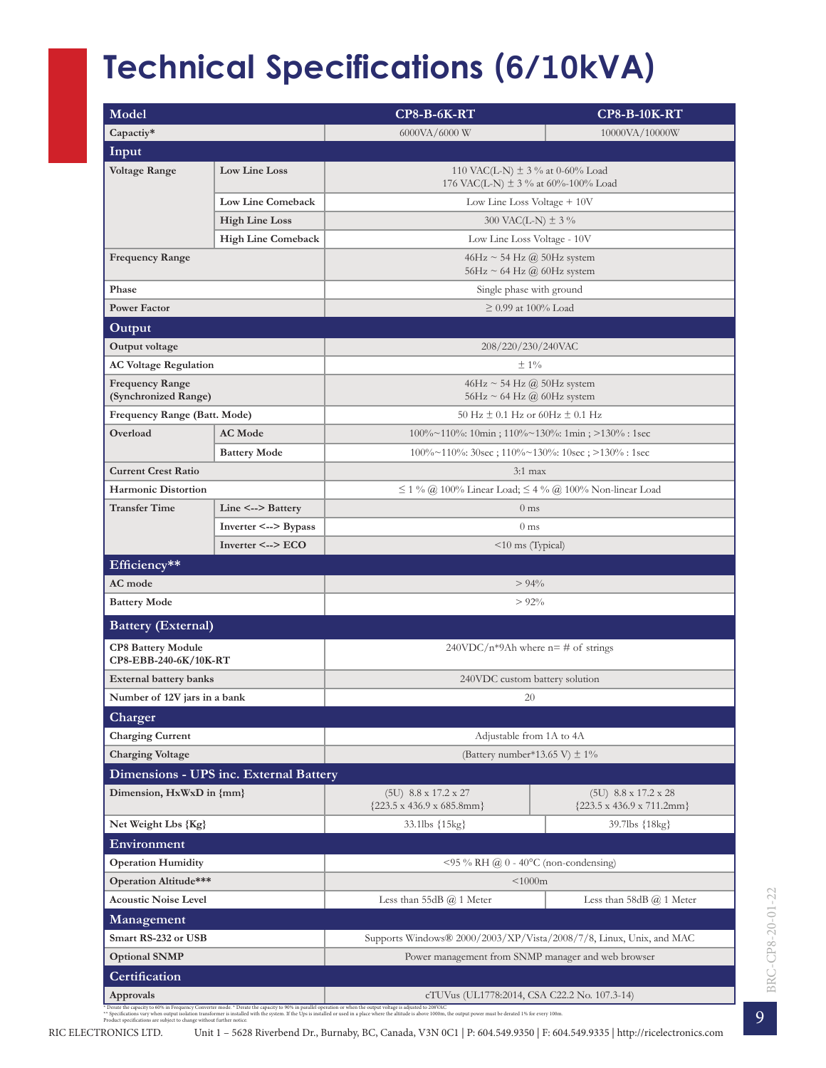# Technical Specifications (6/10kVA)

| Model | | CP8-B-6K-RT | CP8-B-10K-RT |
|---|---|---|---|
| Capactiy* | | 6000VA/6000 W | 10000VA/10000W |
| **Input** | | | |
| Voltage Range | Low Line Loss | 110 VAC(L-N) ± 3 % at 0-60% Load<br>176 VAC(L-N) ± 3 % at 60%-100% Load | |
| | Low Line Comeback | Low Line Loss Voltage + 10V | |
| | High Line Loss | 300 VAC(L-N) ± 3 % | |
| | High Line Comeback | Low Line Loss Voltage - 10V | |
| Frequency Range | | 46Hz ~ 54 Hz @ 50Hz system<br>56Hz ~ 64 Hz @ 60Hz system | |
| Phase | | Single phase with ground | |
| Power Factor | | ≥ 0.99 at 100% Load | |
| **Output** | | | |
| Output voltage | | 208/220/230/240VAC | |
| AC Voltage Regulation | | ± 1% | |
| Frequency Range (Synchronized Range) | | 46Hz ~ 54 Hz @ 50Hz system<br>56Hz ~ 64 Hz @ 60Hz system | |
| Frequency Range (Batt. Mode) | | 50 Hz ± 0.1 Hz or 60Hz ± 0.1 Hz | |
| Overload | AC Mode | 100%~110%: 10min ; 110%~130%: 1min ; >130% : 1sec | |
| | Battery Mode | 100%~110%: 30sec ; 110%~130%: 10sec ; >130% : 1sec | |
| Current Crest Ratio | | 3:1 max | |
| Harmonic Distortion | | ≤ 1 % @ 100% Linear Load; ≤ 4 % @ 100% Non-linear Load | |
| Transfer Time | Line <--> Battery | 0 ms | |
| | Inverter <--> Bypass | 0 ms | |
| | Inverter <--> ECO | <10 ms (Typical) | |
| **Efficiency**** | | | |
| AC mode | | > 94% | |
| Battery Mode | | > 92% | |
| **Battery (External)** | | | |
| CP8 Battery Module CP8-EBB-240-6K/10K-RT | | 240VDC/n*9Ah where n= # of strings | |
| External battery banks | | 240VDC custom battery solution | |
| Number of 12V jars in a bank | | 20 | |
| **Charger** | | | |
| Charging Current | | Adjustable from 1A to 4A | |
| Charging Voltage | | (Battery number*13.65 V) ± 1% | |
| **Dimensions - UPS inc. External Battery** | | | |
| Dimension, HxWxD in {mm} | | (5U) 8.8 x 17.2 x 27<br>{223.5 x 436.9 x 685.8mm} | (5U) 8.8 x 17.2 x 28<br>{223.5 x 436.9 x 711.2mm} |
| Net Weight Lbs {Kg} | | 33.1lbs {15kg} | 39.7lbs {18kg} |
| **Environment** | | | |
| Operation Humidity | | <95 % RH @ 0 - 40°C (non-condensing) | |
| Operation Altitude*** | | <1000m | |
| Acoustic Noise Level | | Less than 55dB @ 1 Meter | Less than 58dB @ 1 Meter |
| **Management** | | | |
| Smart RS-232 or USB | | Supports Windows® 2000/2003/XP/Vista/2008/7/8, Linux, Unix, and MAC | |
| Optional SNMP | | Power management from SNMP manager and web browser | |
| **Certification** | | | |
| Approvals | | cTUVus (UL1778:2014, CSA C22.2 No. 107.3-14) | |

* Derate the capacity to 60% in Frequency Converter mode. * Derate the capacity to 90% in parallel operation or when the output voltage is adjusted to 208VAC
** Specifications vary when output isolation transformer is installed with the system. If the Ups is installed or used in a place where the altitude is above 1000m, the output power must be derated 1% for every 100m.
Product specifications are subject to change without further notice.

BRC-CP8-20-01-22

RIC ELECTRONICS LTD. Unit 1 – 5628 Riverbend Dr., Burnaby, BC, Canada, V3N 0C1 | P: 604.549.9350 | F: 604.549.9335 | http://ricelectronics.com